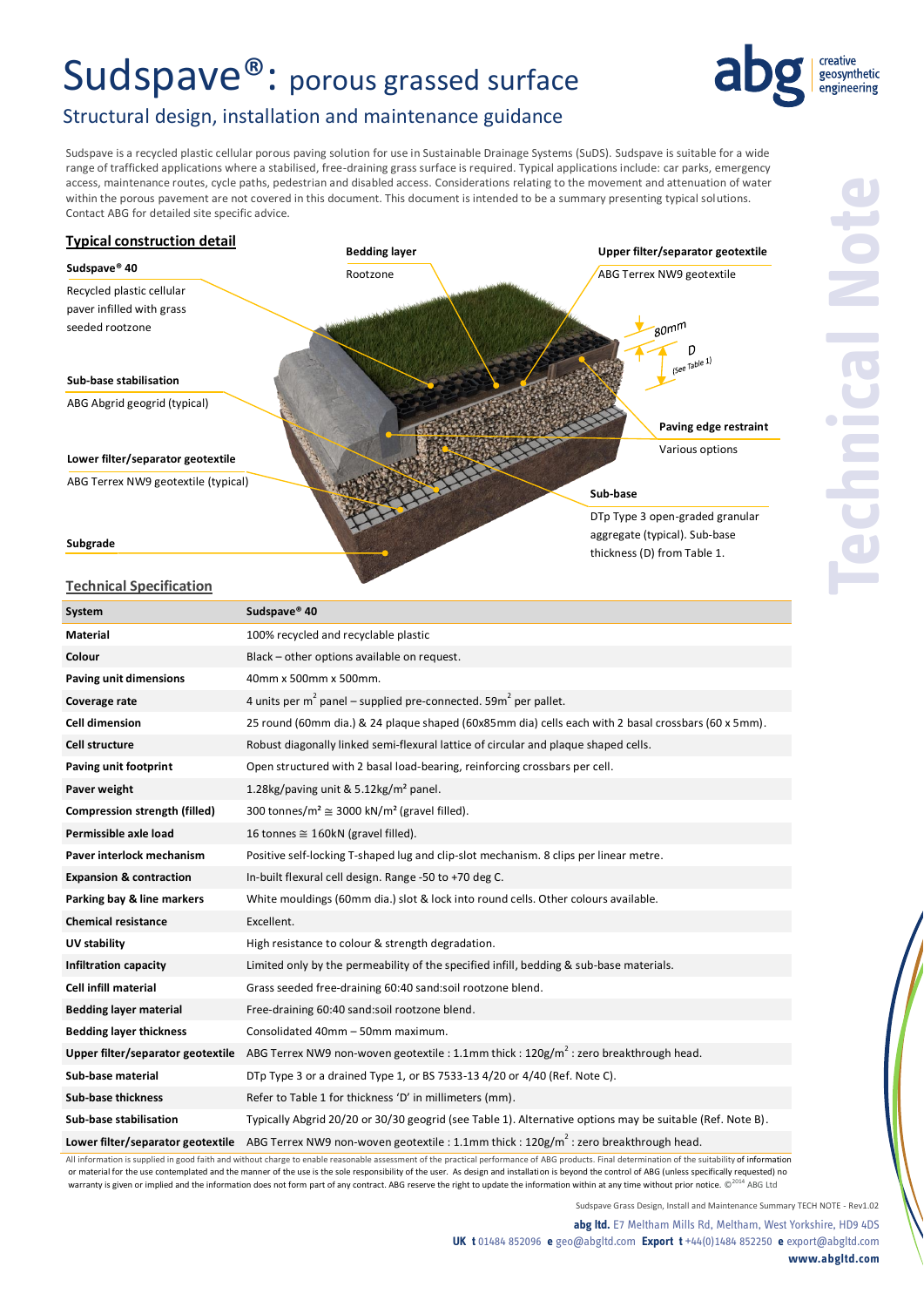# Sudspave®: porous grassed surface

## Structural design, installation and maintenance guidance

Sudspave is a recycled plastic cellular porous paving solution for use in Sustainable Drainage Systems (SuDS). Sudspave is suitable for a wide range of trafficked applications where a stabilised, free-draining grass surface is required. Typical applications include: car parks, emergency access, maintenance routes, cycle paths, pedestrian and disabled access. Considerations relating to the movement and attenuation of water within the porous pavement are not covered in this document. This document is intended to be a summary presenting typical solutions. Contact ABG for detailed site specific advice.

### Typical construction detail

**Sudspave® 40**
Recycled plastic cellular paver infilled with grass seeded rootzone

**Bedding layer**
Rootzone

**Upper filter/separator geotextile**
ABG Terrex NW9 geotextile

80mm

D (see Table 1)

**Sub-base stabilisation**
ABG Abgrid geogrid (typical)

**Paving edge restraint**
Various options

**Lower filter/separator geotextile**
ABG Terrex NW9 geotextile (typical)

**Sub-base**
DTp Type 3 open-graded granular aggregate (typical). Sub-base thickness (D) from Table 1.

**Subgrade**

### Technical Specification

| System | Sudspave® 40 |
|---|---|
| Material | 100% recycled and recyclable plastic |
| Colour | Black – other options available on request. |
| Paving unit dimensions | 40mm x 500mm x 500mm. |
| Coverage rate | 4 units per $m^2$ panel – supplied pre-connected. $59m^2$ per pallet. |
| Cell dimension | 25 round (60mm dia.) & 24 plaque shaped (60x85mm dia) cells each with 2 basal crossbars (60 x 5mm). |
| Cell structure | Robust diagonally linked semi-flexural lattice of circular and plaque shaped cells. |
| Paving unit footprint | Open structured with 2 basal load-bearing, reinforcing crossbars per cell. |
| Paver weight | 1.28kg/paving unit & 5.12kg/m² panel. |
| Compression strength (filled) | 300 tonnes/m² ≅ 3000 kN/m² (gravel filled). |
| Permissible axle load | 16 tonnes ≅ 160kN (gravel filled). |
| Paver interlock mechanism | Positive self-locking T-shaped lug and clip-slot mechanism. 8 clips per linear metre. |
| Expansion & contraction | In-built flexural cell design. Range -50 to +70 deg C. |
| Parking bay & line markers | White mouldings (60mm dia.) slot & lock into round cells. Other colours available. |
| Chemical resistance | Excellent. |
| UV stability | High resistance to colour & strength degradation. |
| Infiltration capacity | Limited only by the permeability of the specified infill, bedding & sub-base materials. |
| Cell infill material | Grass seeded free-draining 60:40 sand:soil rootzone blend. |
| Bedding layer material | Free-draining 60:40 sand:soil rootzone blend. |
| Bedding layer thickness | Consolidated 40mm – 50mm maximum. |
| Upper filter/separator geotextile | ABG Terrex NW9 non-woven geotextile : 1.1mm thick : $120g/m^2$ : zero breakthrough head. |
| Sub-base material | DTp Type 3 or a drained Type 1, or BS 7533-13 4/20 or 4/40 (Ref. Note C). |
| Sub-base thickness | Refer to Table 1 for thickness 'D' in millimeters (mm). |
| Sub-base stabilisation | Typically Abgrid 20/20 or 30/30 geogrid (see Table 1). Alternative options may be suitable (Ref. Note B). |
| Lower filter/separator geotextile | ABG Terrex NW9 non-woven geotextile : 1.1mm thick : $120g/m^2$ : zero breakthrough head. |

All information is supplied in good faith and without charge to enable reasonable assessment of the practical performance of ABG products. Final determination of the suitability of information or material for the use contemplated and the manner of the use is the sole responsibility of the user. As design and installation is beyond the control of ABG (unless specifically requested) no warranty is given or implied and the information does not form part of any contract. ABG reserve the right to update the information within at any time without prior notice. ©2014 ABG Ltd

Sudspave Grass Design, Install and Maintenance Summary TECH NOTE - Rev1.02

**abg ltd.** E7 Meltham Mills Rd, Meltham, West Yorkshire, HD9 4DS
**UK t** 01484 852096 **e** geo@abgltd.com **Export t** +44(0)1484 852250 **e** export@abgltd.com
**www.abgltd.com**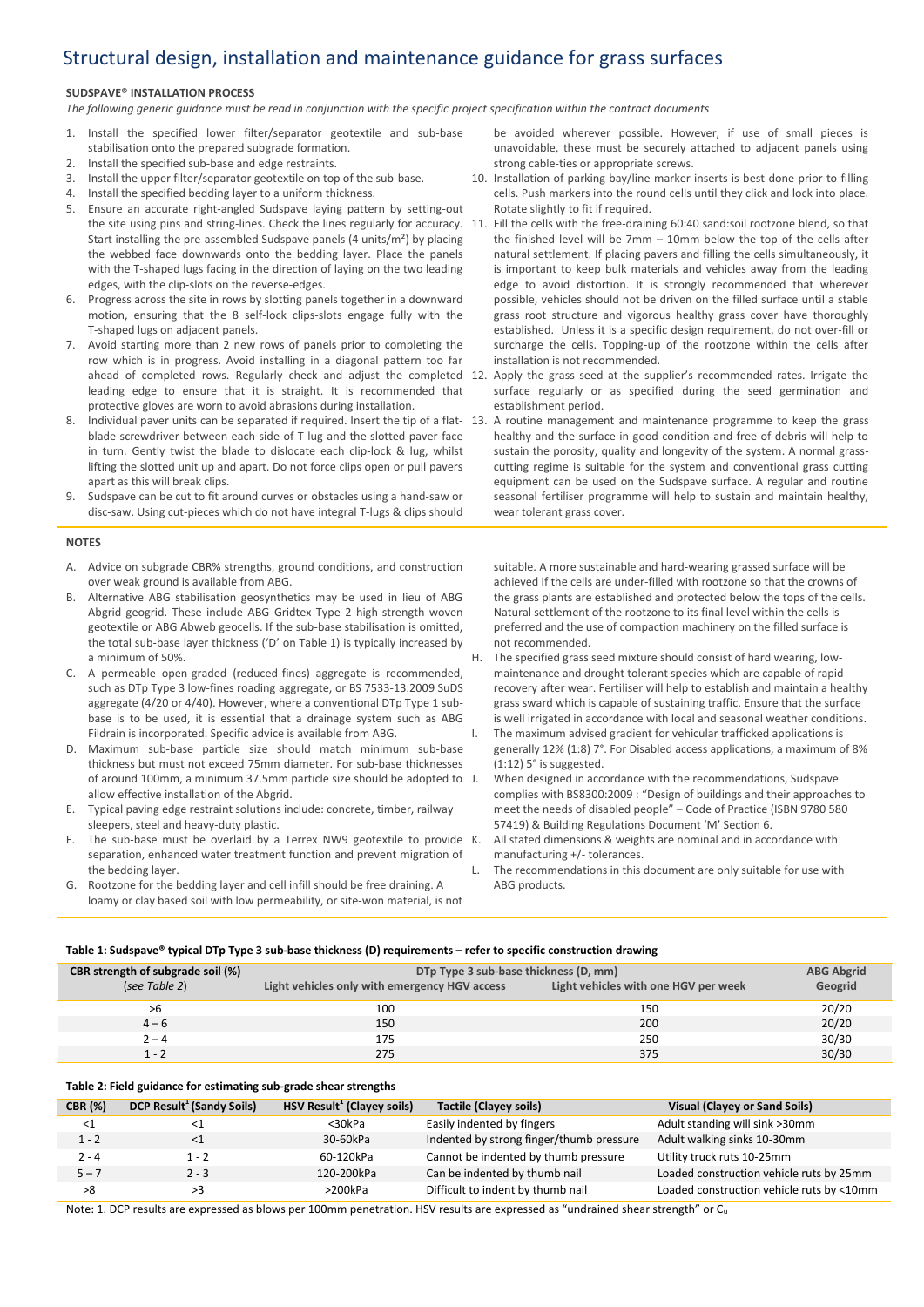# Structural design, installation and maintenance guidance for grass surfaces

**SUDSPAVE® INSTALLATION PROCESS**

*The following generic guidance must be read in conjunction with the specific project specification within the contract documents*

1. Install the specified lower filter/separator geotextile and sub-base stabilisation onto the prepared subgrade formation.
2. Install the specified sub-base and edge restraints.
3. Install the upper filter/separator geotextile on top of the sub-base.
4. Install the specified bedding layer to a uniform thickness.
5. Ensure an accurate right-angled Sudspave laying pattern by setting-out the site using pins and string-lines. Check the lines regularly for accuracy. Start installing the pre-assembled Sudspave panels (4 units/m²) by placing the webbed face downwards onto the bedding layer. Place the panels with the T-shaped lugs facing in the direction of laying on the two leading edges, with the clip-slots on the reverse-edges.
6. Progress across the site in rows by slotting panels together in a downward motion, ensuring that the 8 self-lock clips-slots engage fully with the T-shaped lugs on adjacent panels.
7. Avoid starting more than 2 new rows of panels prior to completing the row which is in progress. Avoid installing in a diagonal pattern too far ahead of completed rows. Regularly check and adjust the completed leading edge to ensure that it is straight. It is recommended that protective gloves are worn to avoid abrasions during installation.
8. Individual paver units can be separated if required. Insert the tip of a flat-blade screwdriver between each side of T-lug and the slotted paver-face in turn. Gently twist the blade to dislocate each clip-lock & lug, whilst lifting the slotted unit up and apart. Do not force clips open or pull pavers apart as this will break clips.
9. Sudspave can be cut to fit around curves or obstacles using a hand-saw or disc-saw. Using cut-pieces which do not have integral T-lugs & clips should be avoided wherever possible. However, if use of small pieces is unavoidable, these must be securely attached to adjacent panels using strong cable-ties or appropriate screws.
10. Installation of parking bay/line marker inserts is best done prior to filling cells. Push markers into the round cells until they click and lock into place. Rotate slightly to fit if required.
11. Fill the cells with the free-draining 60:40 sand:soil rootzone blend, so that the finished level will be 7mm – 10mm below the top of the cells after natural settlement. If placing pavers and filling the cells simultaneously, it is important to keep bulk materials and vehicles away from the leading edge to avoid distortion. It is strongly recommended that wherever possible, vehicles should not be driven on the filled surface until a stable grass root structure and vigorous healthy grass cover have thoroughly established. Unless it is a specific design requirement, do not over-fill or surcharge the cells. Topping-up of the rootzone within the cells after installation is not recommended.
12. Apply the grass seed at the supplier's recommended rates. Irrigate the surface regularly or as specified during the seed germination and establishment period.
13. A routine management and maintenance programme to keep the grass healthy and the surface in good condition and free of debris will help to sustain the porosity, quality and longevity of the system. A normal grass-cutting regime is suitable for the system and conventional grass cutting equipment can be used on the Sudspave surface. A regular and routine seasonal fertiliser programme will help to sustain and maintain healthy, wear tolerant grass cover.

**NOTES**

A. Advice on subgrade CBR% strengths, ground conditions, and construction over weak ground is available from ABG.

B. Alternative ABG stabilisation geosynthetics may be used in lieu of ABG Abgrid geogrid. These include ABG Gridtex Type 2 high-strength woven geotextile or ABG Abweb geocells. If the sub-base stabilisation is omitted, the total sub-base layer thickness ('D' on Table 1) is typically increased by a minimum of 50%.

C. A permeable open-graded (reduced-fines) aggregate is recommended, such as DTp Type 3 low-fines roading aggregate, or BS 7533-13:2009 SuDS aggregate (4/20 or 4/40). However, where a conventional DTp Type 1 sub-base is to be used, it is essential that a drainage system such as ABG Fildrain is incorporated. Specific advice is available from ABG.

D. Maximum sub-base particle size should match minimum sub-base thickness but must not exceed 75mm diameter. For sub-base thicknesses of around 100mm, a minimum 37.5mm particle size should be adopted to allow effective installation of the Abgrid.

E. Typical paving edge restraint solutions include: concrete, timber, railway sleepers, steel and heavy-duty plastic.

F. The sub-base must be overlaid by a Terrex NW9 geotextile to provide separation, enhanced water treatment function and prevent migration of the bedding layer.

G. Rootzone for the bedding layer and cell infill should be free draining. A loamy or clay based soil with low permeability, or site-won material, is not suitable. A more sustainable and hard-wearing grassed surface will be achieved if the cells are under-filled with rootzone so that the crowns of the grass plants are established and protected below the tops of the cells. Natural settlement of the rootzone to its final level within the cells is preferred and the use of compaction machinery on the filled surface is not recommended.

H. The specified grass seed mixture should consist of hard wearing, low-maintenance and drought tolerant species which are capable of rapid recovery after wear. Fertiliser will help to establish and maintain a healthy grass sward which is capable of sustaining traffic. Ensure that the surface is well irrigated in accordance with local and seasonal weather conditions.

I. The maximum advised gradient for vehicular trafficked applications is generally 12% (1:8) 7°. For Disabled access applications, a maximum of 8% (1:12) 5° is suggested.

J. When designed in accordance with the recommendations, Sudspave complies with BS8300:2009 : "Design of buildings and their approaches to meet the needs of disabled people" – Code of Practice (ISBN 9780 580 57419) & Building Regulations Document 'M' Section 6.

K. All stated dimensions & weights are nominal and in accordance with manufacturing +/- tolerances.

L. The recommendations in this document are only suitable for use with ABG products.

**Table 1: Sudspave® typical DTp Type 3 sub-base thickness (D) requirements – refer to specific construction drawing**

| CBR strength of subgrade soil (%) (*see Table 2*) | DTp Type 3 sub-base thickness (D, mm) | | ABG Abgrid Geogrid |
|---|---|---|---|
| | Light vehicles only with emergency HGV access | Light vehicles with one HGV per week | |
| >6 | 100 | 150 | 20/20 |
| 4 – 6 | 150 | 200 | 20/20 |
| 2 – 4 | 175 | 250 | 30/30 |
| 1 - 2 | 275 | 375 | 30/30 |

**Table 2: Field guidance for estimating sub-grade shear strengths**

| CBR (%) | DCP Result[1] (Sandy Soils) | HSV Result[1] (Clayey soils) | Tactile (Clayey soils) | Visual (Clayey or Sand Soils) |
|---|---|---|---|---|
| <1 | <1 | <30kPa | Easily indented by fingers | Adult standing will sink >30mm |
| 1 - 2 | <1 | 30-60kPa | Indented by strong finger/thumb pressure | Adult walking sinks 10-30mm |
| 2 - 4 | 1 - 2 | 60-120kPa | Cannot be indented by thumb pressure | Utility truck ruts 10-25mm |
| 5 – 7 | 2 - 3 | 120-200kPa | Can be indented by thumb nail | Loaded construction vehicle ruts by 25mm |
| >8 | >3 | >200kPa | Difficult to indent by thumb nail | Loaded construction vehicle ruts by <10mm |

Note: 1. DCP results are expressed as blows per 100mm penetration. HSV results are expressed as "undrained shear strength" or $C_u$